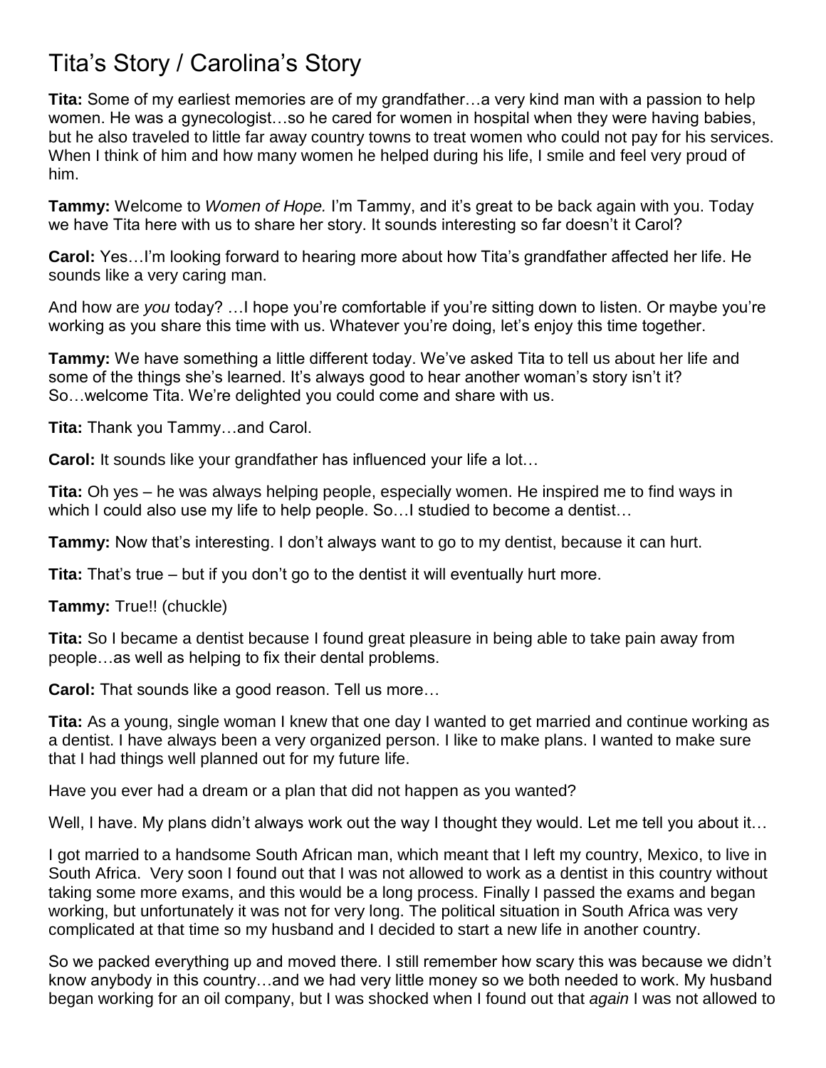# Tita's Story / Carolina's Story

**Tita:** Some of my earliest memories are of my grandfather…a very kind man with a passion to help women. He was a gynecologist…so he cared for women in hospital when they were having babies, but he also traveled to little far away country towns to treat women who could not pay for his services. When I think of him and how many women he helped during his life, I smile and feel very proud of him.

**Tammy:** Welcome to *Women of Hope.* I'm Tammy, and it's great to be back again with you. Today we have Tita here with us to share her story. It sounds interesting so far doesn't it Carol?

**Carol:** Yes…I'm looking forward to hearing more about how Tita's grandfather affected her life. He sounds like a very caring man.

And how are *you* today? …I hope you're comfortable if you're sitting down to listen. Or maybe you're working as you share this time with us. Whatever you're doing, let's enjoy this time together.

**Tammy:** We have something a little different today. We've asked Tita to tell us about her life and some of the things she's learned. It's always good to hear another woman's story isn't it? So…welcome Tita. We're delighted you could come and share with us.

**Tita:** Thank you Tammy…and Carol.

**Carol:** It sounds like your grandfather has influenced your life a lot…

**Tita:** Oh yes – he was always helping people, especially women. He inspired me to find ways in which I could also use my life to help people. So…I studied to become a dentist…

**Tammy:** Now that's interesting. I don't always want to go to my dentist, because it can hurt.

**Tita:** That's true – but if you don't go to the dentist it will eventually hurt more.

**Tammy:** True!! (chuckle)

**Tita:** So I became a dentist because I found great pleasure in being able to take pain away from people…as well as helping to fix their dental problems.

**Carol:** That sounds like a good reason. Tell us more…

**Tita:** As a young, single woman I knew that one day I wanted to get married and continue working as a dentist. I have always been a very organized person. I like to make plans. I wanted to make sure that I had things well planned out for my future life.

Have you ever had a dream or a plan that did not happen as you wanted?

Well, I have. My plans didn't always work out the way I thought they would. Let me tell you about it…

I got married to a handsome South African man, which meant that I left my country, Mexico, to live in South Africa. Very soon I found out that I was not allowed to work as a dentist in this country without taking some more exams, and this would be a long process. Finally I passed the exams and began working, but unfortunately it was not for very long. The political situation in South Africa was very complicated at that time so my husband and I decided to start a new life in another country.

So we packed everything up and moved there. I still remember how scary this was because we didn't know anybody in this country…and we had very little money so we both needed to work. My husband began working for an oil company, but I was shocked when I found out that *again* I was not allowed to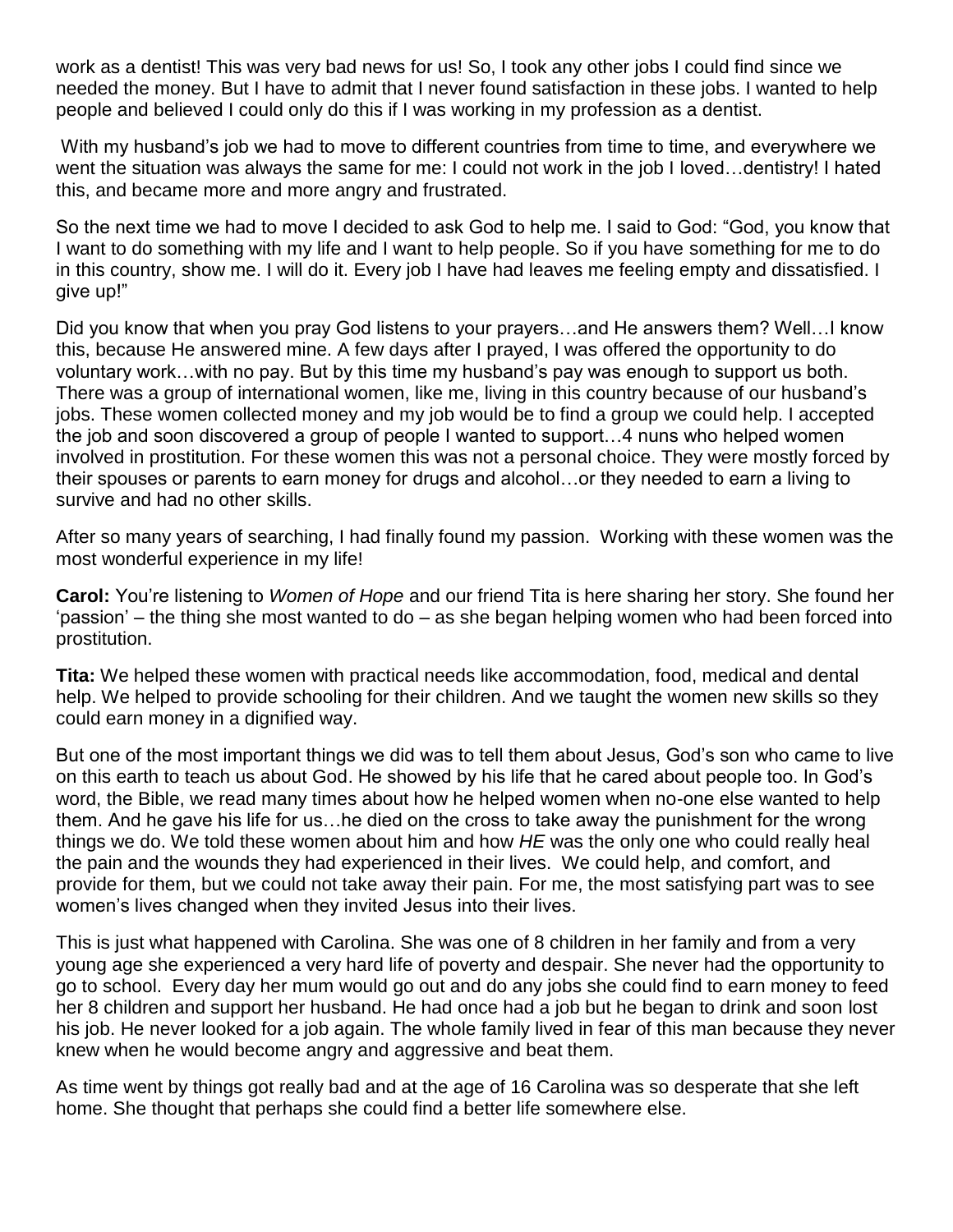work as a dentist! This was very bad news for us! So, I took any other jobs I could find since we needed the money. But I have to admit that I never found satisfaction in these jobs. I wanted to help people and believed I could only do this if I was working in my profession as a dentist.

With my husband's job we had to move to different countries from time to time, and everywhere we went the situation was always the same for me: I could not work in the job I loved…dentistry! I hated this, and became more and more angry and frustrated.

So the next time we had to move I decided to ask God to help me. I said to God: "God, you know that I want to do something with my life and I want to help people. So if you have something for me to do in this country, show me. I will do it. Every job I have had leaves me feeling empty and dissatisfied. I give up!"

Did you know that when you pray God listens to your prayers…and He answers them? Well…I know this, because He answered mine. A few days after I prayed, I was offered the opportunity to do voluntary work…with no pay. But by this time my husband's pay was enough to support us both. There was a group of international women, like me, living in this country because of our husband's jobs. These women collected money and my job would be to find a group we could help. I accepted the job and soon discovered a group of people I wanted to support…4 nuns who helped women involved in prostitution. For these women this was not a personal choice. They were mostly forced by their spouses or parents to earn money for drugs and alcohol…or they needed to earn a living to survive and had no other skills.

After so many years of searching, I had finally found my passion. Working with these women was the most wonderful experience in my life!

**Carol:** You're listening to *Women of Hope* and our friend Tita is here sharing her story. She found her 'passion' – the thing she most wanted to do – as she began helping women who had been forced into prostitution.

**Tita:** We helped these women with practical needs like accommodation, food, medical and dental help. We helped to provide schooling for their children. And we taught the women new skills so they could earn money in a dignified way.

But one of the most important things we did was to tell them about Jesus, God's son who came to live on this earth to teach us about God. He showed by his life that he cared about people too. In God's word, the Bible, we read many times about how he helped women when no-one else wanted to help them. And he gave his life for us…he died on the cross to take away the punishment for the wrong things we do. We told these women about him and how *HE* was the only one who could really heal the pain and the wounds they had experienced in their lives. We could help, and comfort, and provide for them, but we could not take away their pain. For me, the most satisfying part was to see women's lives changed when they invited Jesus into their lives.

This is just what happened with Carolina. She was one of 8 children in her family and from a very young age she experienced a very hard life of poverty and despair. She never had the opportunity to go to school. Every day her mum would go out and do any jobs she could find to earn money to feed her 8 children and support her husband. He had once had a job but he began to drink and soon lost his job. He never looked for a job again. The whole family lived in fear of this man because they never knew when he would become angry and aggressive and beat them.

As time went by things got really bad and at the age of 16 Carolina was so desperate that she left home. She thought that perhaps she could find a better life somewhere else.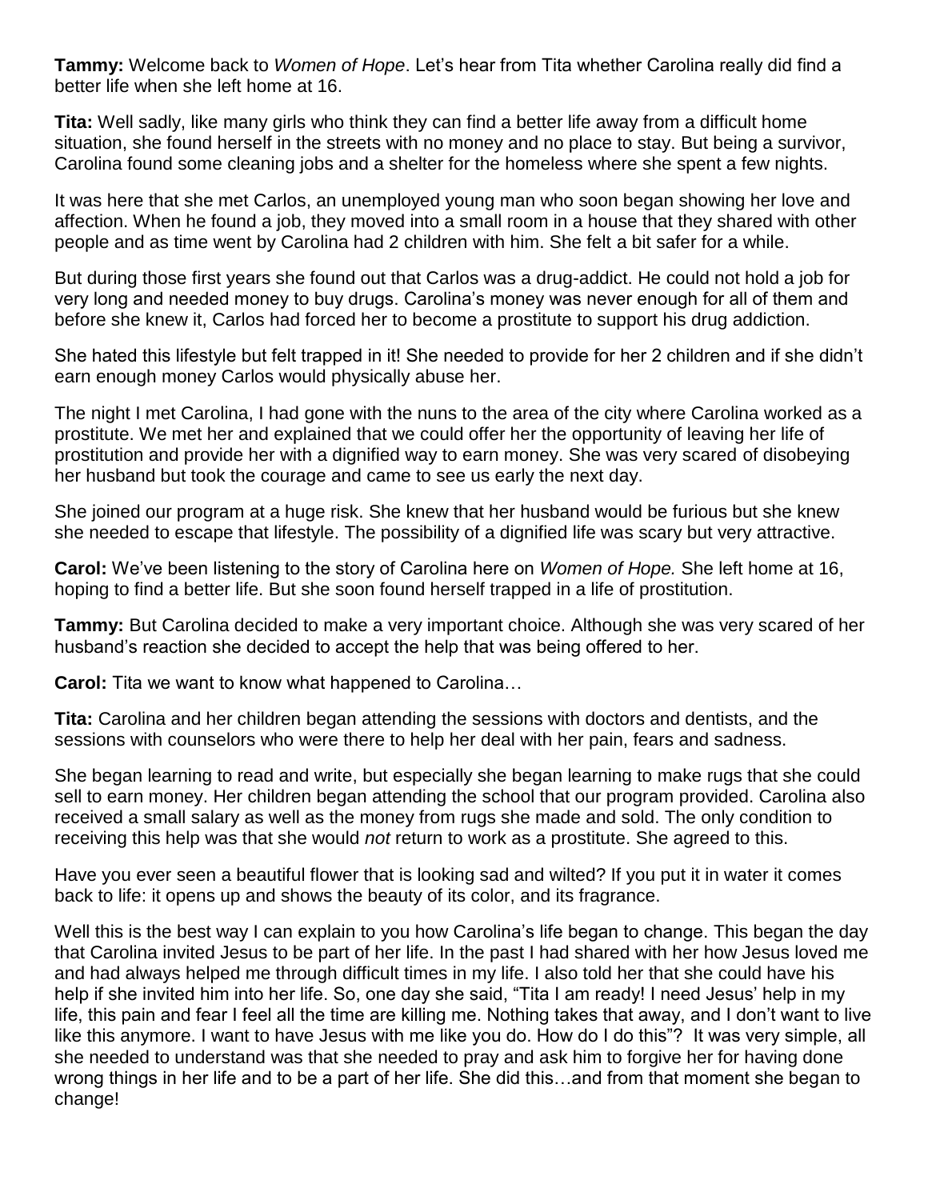**Tammy:** Welcome back to *Women of Hope*. Let's hear from Tita whether Carolina really did find a better life when she left home at 16.

**Tita:** Well sadly, like many girls who think they can find a better life away from a difficult home situation, she found herself in the streets with no money and no place to stay. But being a survivor, Carolina found some cleaning jobs and a shelter for the homeless where she spent a few nights.

It was here that she met Carlos, an unemployed young man who soon began showing her love and affection. When he found a job, they moved into a small room in a house that they shared with other people and as time went by Carolina had 2 children with him. She felt a bit safer for a while.

But during those first years she found out that Carlos was a drug-addict. He could not hold a job for very long and needed money to buy drugs. Carolina's money was never enough for all of them and before she knew it, Carlos had forced her to become a prostitute to support his drug addiction.

She hated this lifestyle but felt trapped in it! She needed to provide for her 2 children and if she didn't earn enough money Carlos would physically abuse her.

The night I met Carolina, I had gone with the nuns to the area of the city where Carolina worked as a prostitute. We met her and explained that we could offer her the opportunity of leaving her life of prostitution and provide her with a dignified way to earn money. She was very scared of disobeying her husband but took the courage and came to see us early the next day.

She joined our program at a huge risk. She knew that her husband would be furious but she knew she needed to escape that lifestyle. The possibility of a dignified life was scary but very attractive.

**Carol:** We've been listening to the story of Carolina here on *Women of Hope.* She left home at 16, hoping to find a better life. But she soon found herself trapped in a life of prostitution.

**Tammy:** But Carolina decided to make a very important choice. Although she was very scared of her husband's reaction she decided to accept the help that was being offered to her.

**Carol:** Tita we want to know what happened to Carolina…

**Tita:** Carolina and her children began attending the sessions with doctors and dentists, and the sessions with counselors who were there to help her deal with her pain, fears and sadness.

She began learning to read and write, but especially she began learning to make rugs that she could sell to earn money. Her children began attending the school that our program provided. Carolina also received a small salary as well as the money from rugs she made and sold. The only condition to receiving this help was that she would *not* return to work as a prostitute. She agreed to this.

Have you ever seen a beautiful flower that is looking sad and wilted? If you put it in water it comes back to life: it opens up and shows the beauty of its color, and its fragrance.

Well this is the best way I can explain to you how Carolina's life began to change. This began the day that Carolina invited Jesus to be part of her life. In the past I had shared with her how Jesus loved me and had always helped me through difficult times in my life. I also told her that she could have his help if she invited him into her life. So, one day she said, "Tita I am ready! I need Jesus' help in my life, this pain and fear I feel all the time are killing me. Nothing takes that away, and I don't want to live like this anymore. I want to have Jesus with me like you do. How do I do this"? It was very simple, all she needed to understand was that she needed to pray and ask him to forgive her for having done wrong things in her life and to be a part of her life. She did this…and from that moment she began to change!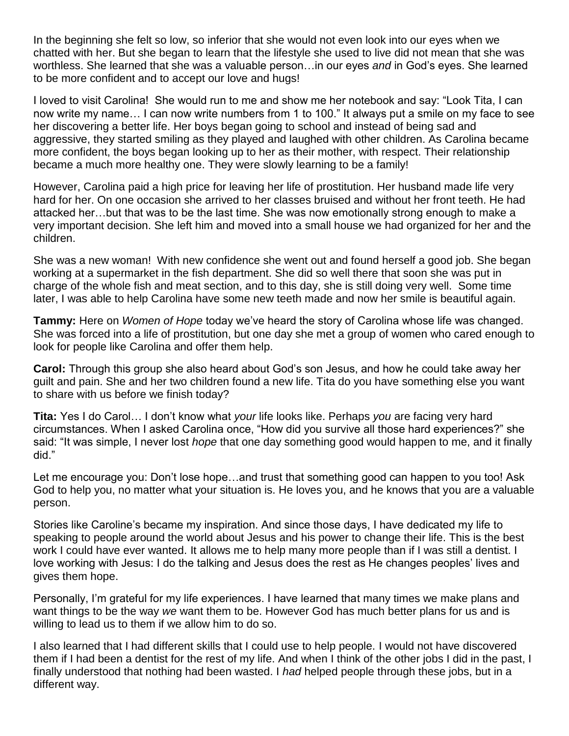In the beginning she felt so low, so inferior that she would not even look into our eyes when we chatted with her. But she began to learn that the lifestyle she used to live did not mean that she was worthless. She learned that she was a valuable person…in our eyes *and* in God's eyes. She learned to be more confident and to accept our love and hugs!

I loved to visit Carolina! She would run to me and show me her notebook and say: "Look Tita, I can now write my name… I can now write numbers from 1 to 100." It always put a smile on my face to see her discovering a better life. Her boys began going to school and instead of being sad and aggressive, they started smiling as they played and laughed with other children. As Carolina became more confident, the boys began looking up to her as their mother, with respect. Their relationship became a much more healthy one. They were slowly learning to be a family!

However, Carolina paid a high price for leaving her life of prostitution. Her husband made life very hard for her. On one occasion she arrived to her classes bruised and without her front teeth. He had attacked her…but that was to be the last time. She was now emotionally strong enough to make a very important decision. She left him and moved into a small house we had organized for her and the children.

She was a new woman! With new confidence she went out and found herself a good job. She began working at a supermarket in the fish department. She did so well there that soon she was put in charge of the whole fish and meat section, and to this day, she is still doing very well. Some time later, I was able to help Carolina have some new teeth made and now her smile is beautiful again.

**Tammy:** Here on *Women of Hope* today we've heard the story of Carolina whose life was changed. She was forced into a life of prostitution, but one day she met a group of women who cared enough to look for people like Carolina and offer them help.

**Carol:** Through this group she also heard about God's son Jesus, and how he could take away her guilt and pain. She and her two children found a new life. Tita do you have something else you want to share with us before we finish today?

**Tita:** Yes I do Carol… I don't know what *your* life looks like. Perhaps *you* are facing very hard circumstances. When I asked Carolina once, "How did you survive all those hard experiences?" she said: "It was simple, I never lost *hope* that one day something good would happen to me, and it finally did."

Let me encourage you: Don't lose hope…and trust that something good can happen to you too! Ask God to help you, no matter what your situation is. He loves you, and he knows that you are a valuable person.

Stories like Caroline's became my inspiration. And since those days, I have dedicated my life to speaking to people around the world about Jesus and his power to change their life. This is the best work I could have ever wanted. It allows me to help many more people than if I was still a dentist. I love working with Jesus: I do the talking and Jesus does the rest as He changes peoples' lives and gives them hope.

Personally, I'm grateful for my life experiences. I have learned that many times we make plans and want things to be the way *we* want them to be. However God has much better plans for us and is willing to lead us to them if we allow him to do so.

I also learned that I had different skills that I could use to help people. I would not have discovered them if I had been a dentist for the rest of my life. And when I think of the other jobs I did in the past, I finally understood that nothing had been wasted. I *had* helped people through these jobs, but in a different way.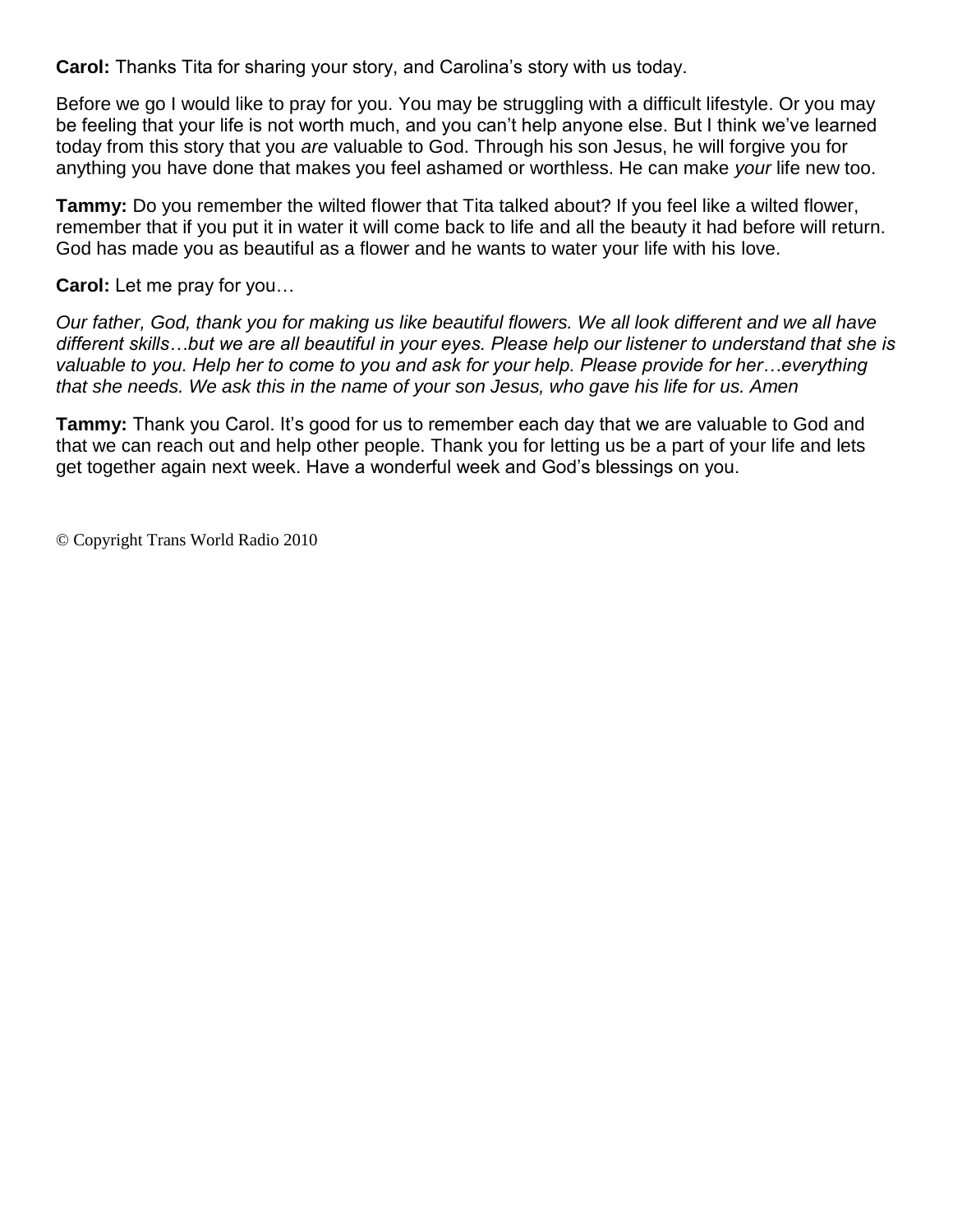**Carol:** Thanks Tita for sharing your story, and Carolina's story with us today.

Before we go I would like to pray for you. You may be struggling with a difficult lifestyle. Or you may be feeling that your life is not worth much, and you can't help anyone else. But I think we've learned today from this story that you *are* valuable to God. Through his son Jesus, he will forgive you for anything you have done that makes you feel ashamed or worthless. He can make *your* life new too.

**Tammy:** Do you remember the wilted flower that Tita talked about? If you feel like a wilted flower, remember that if you put it in water it will come back to life and all the beauty it had before will return. God has made you as beautiful as a flower and he wants to water your life with his love.

**Carol:** Let me pray for you…

*Our father, God, thank you for making us like beautiful flowers. We all look different and we all have different skills…but we are all beautiful in your eyes. Please help our listener to understand that she is valuable to you. Help her to come to you and ask for your help. Please provide for her…everything that she needs. We ask this in the name of your son Jesus, who gave his life for us. Amen*

**Tammy:** Thank you Carol. It's good for us to remember each day that we are valuable to God and that we can reach out and help other people. Thank you for letting us be a part of your life and lets get together again next week. Have a wonderful week and God's blessings on you.

© Copyright Trans World Radio 2010